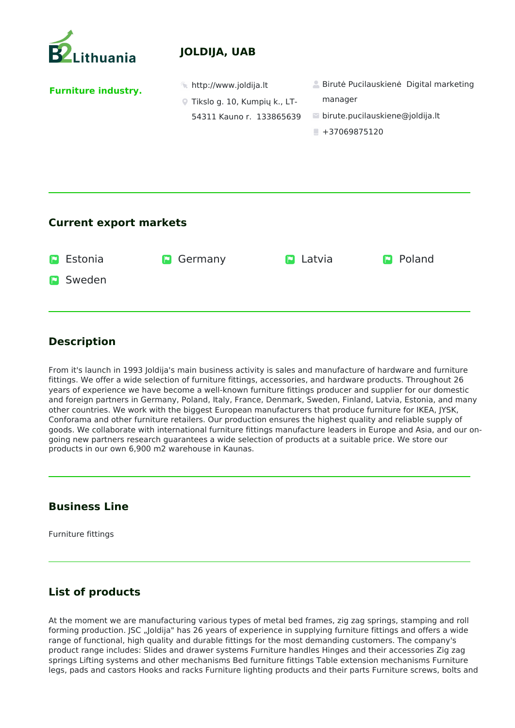B2Lithuania

# JOLDIJA, UAB

**Furniture industry.**

http://www.joldija.lt

Tikslo g. 10, Kumpių k., LT-54311 Kauno r. 133865639

Birutė Pucilauskienė Digital marketing manager

birute.pucilauskiene@joldija.lt

+37069875120

## Current export markets

- Estonia
- Germany
- Latvia
- Poland
- Sweden

## Description

From it's launch in 1993 Joldija's main business activity is sales and manufacture of hardware and furniture fittings. We offer a wide selection of furniture fittings, accessories, and hardware products. Throughout 26 years of experience we have become a well-known furniture fittings producer and supplier for our domestic and foreign partners in Germany, Poland, Italy, France, Denmark, Sweden, Finland, Latvia, Estonia, and many other countries. We work with the biggest European manufacturers that produce furniture for IKEA, JYSK, Conforama and other furniture retailers. Our production ensures the highest quality and reliable supply of goods. We collaborate with international furniture fittings manufacture leaders in Europe and Asia, and our on-going new partners research guarantees a wide selection of products at a suitable price. We store our products in our own 6,900 m2 warehouse in Kaunas.

## Business Line

Furniture fittings

## List of products

At the moment we are manufacturing various types of metal bed frames, zig zag springs, stamping and roll forming production. JSC „Joldija" has 26 years of experience in supplying furniture fittings and offers a wide range of functional, high quality and durable fittings for the most demanding customers. The company's product range includes: Slides and drawer systems Furniture handles Hinges and their accessories Zig zag springs Lifting systems and other mechanisms Bed furniture fittings Table extension mechanisms Furniture legs, pads and castors Hooks and racks Furniture lighting products and their parts Furniture screws, bolts and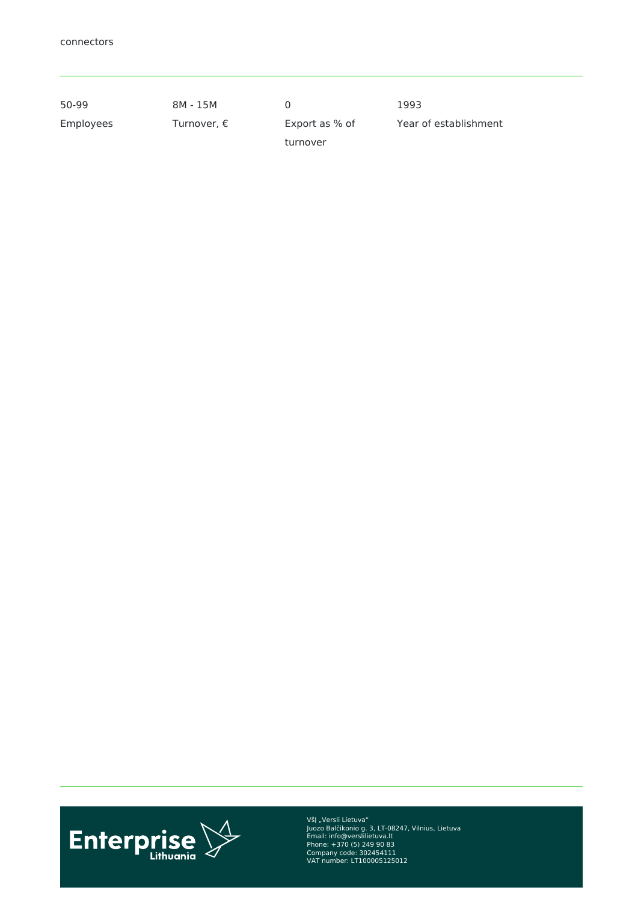connectors

| | | | |
|---|---|---|---|
| 50-99 | 8M - 15M | 0 | 1993 |
| Employees | Turnover, € | Export as % of turnover | Year of establishment |

VšĮ „Versli Lietuva"
Juozo Balčikonio g. 3, LT-08247, Vilnius, Lietuva
Email: info@verslilietuva.lt
Phone: +370 (5) 249 90 83
Company code: 302454111
VAT number: LT100005125012